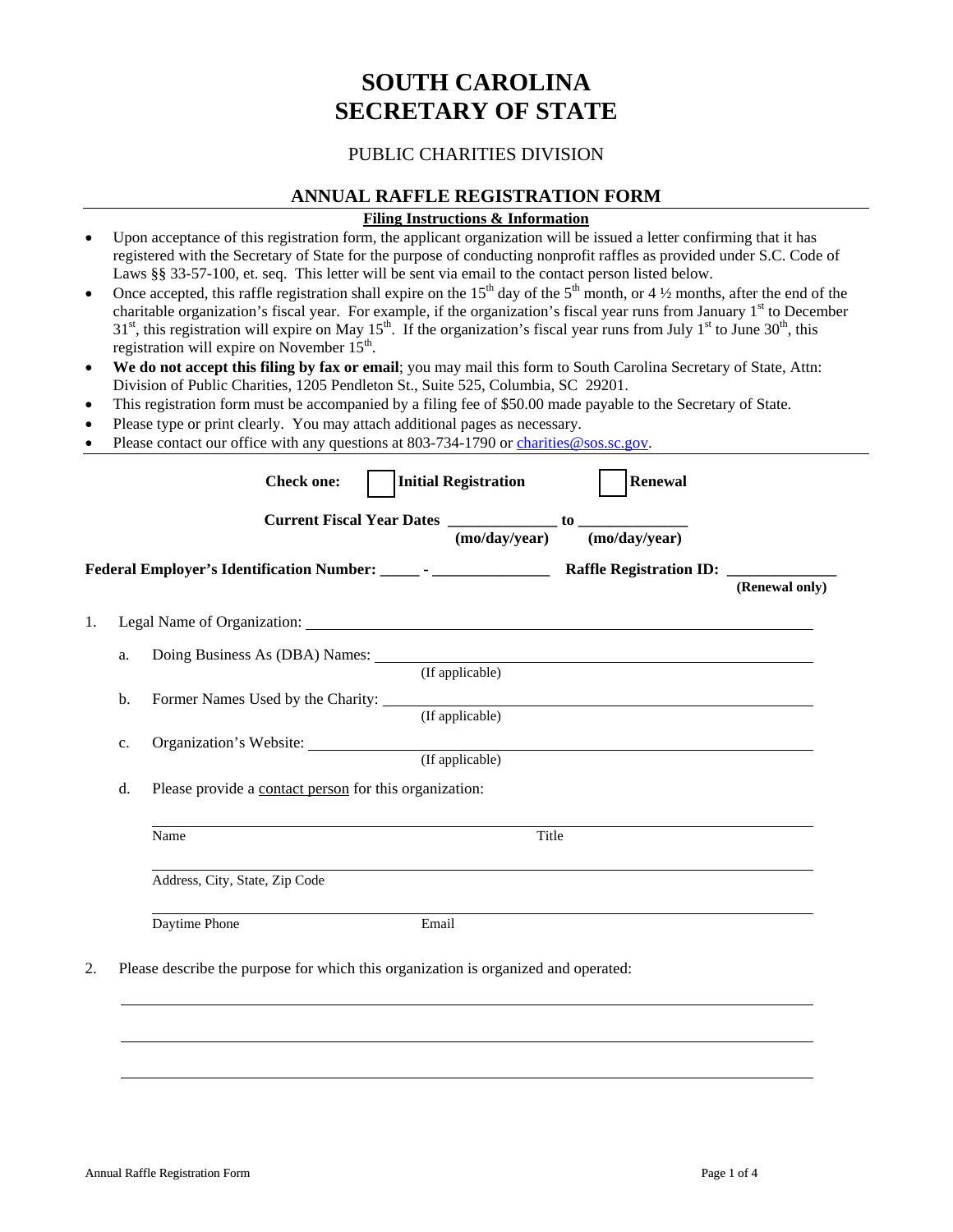# SOUTH CAROLINA SECRETARY OF STATE

## PUBLIC CHARITIES DIVISION

## ANNUAL RAFFLE REGISTRATION FORM

**Filing Instructions & Information**

- Upon acceptance of this registration form, the applicant organization will be issued a letter confirming that it has registered with the Secretary of State for the purpose of conducting nonprofit raffles as provided under S.C. Code of Laws §§ 33-57-100, et. seq. This letter will be sent via email to the contact person listed below.
- Once accepted, this raffle registration shall expire on the 15th day of the 5th month, or 4 ½ months, after the end of the charitable organization's fiscal year. For example, if the organization's fiscal year runs from January 1st to December 31st, this registration will expire on May 15th. If the organization's fiscal year runs from July 1st to June 30th, this registration will expire on November 15th.
- **We do not accept this filing by fax or email**; you may mail this form to South Carolina Secretary of State, Attn: Division of Public Charities, 1205 Pendleton St., Suite 525, Columbia, SC 29201.
- This registration form must be accompanied by a filing fee of $50.00 made payable to the Secretary of State.
- Please type or print clearly. You may attach additional pages as necessary.
- Please contact our office with any questions at 803-734-1790 or charities@sos.sc.gov.

**Check one:** ☐ **Initial Registration** ☐ **Renewal**

**Current Fiscal Year Dates** _____________ to _____________
**(mo/day/year)** **(mo/day/year)**

**Federal Employer's Identification Number:** _____ - ______________ **Raffle Registration ID:** _____________
**(Renewal only)**

1. Legal Name of Organization: ____________________________________________

   a. Doing Business As (DBA) Names: ____________________________________________
   (If applicable)

   b. Former Names Used by the Charity: ____________________________________________
   (If applicable)

   c. Organization's Website: ____________________________________________
   (If applicable)

   d. Please provide a contact person for this organization:

   ____________________________________________
   Name Title

   ____________________________________________
   Address, City, State, Zip Code

   ____________________________________________
   Daytime Phone Email

2. Please describe the purpose for which this organization is organized and operated:

   ____________________________________________

   ____________________________________________

   ____________________________________________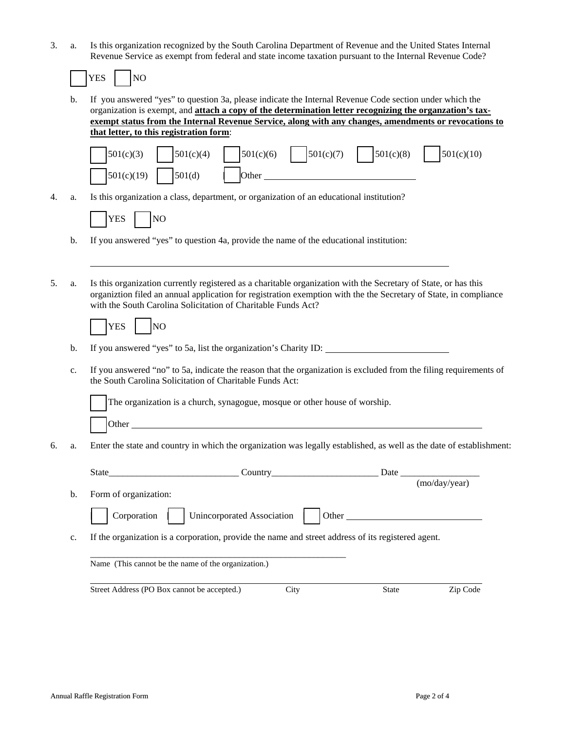3. a. Is this organization recognized by the South Carolina Department of Revenue and the United States Internal Revenue Service as exempt from federal and state income taxation pursuant to the Internal Revenue Code?

☐ YES ☐ NO

b. If you answered "yes" to question 3a, please indicate the Internal Revenue Code section under which the organization is exempt, and **attach a copy of the determination letter recognizing the organzation's tax-exempt status from the Internal Revenue Service, along with any changes, amendments or revocations to that letter, to this registration form**:

☐ 501(c)(3) ☐ 501(c)(4) ☐ 501(c)(6) ☐ 501(c)(7) ☐ 501(c)(8) ☐ 501(c)(10)

☐ 501(c)(19) ☐ 501(d) ☐ Other ______________________________

4. a. Is this organization a class, department, or organization of an educational institution?

☐ YES ☐ NO

b. If you answered "yes" to question 4a, provide the name of the educational institution:

______________________________________________________________________

5. a. Is this organization currently registered as a charitable organization with the Secretary of State, or has this organiztion filed an annual application for registration exemption with the the Secretary of State, in compliance with the South Carolina Solicitation of Charitable Funds Act?

☐ YES ☐ NO

b. If you answered "yes" to 5a, list the organization's Charity ID: ________________________

c. If you answered "no" to 5a, indicate the reason that the organization is excluded from the filing requirements of the South Carolina Solicitation of Charitable Funds Act:

☐ The organization is a church, synagogue, mosque or other house of worship.

☐ Other ______________________________________________________________________

6. a. Enter the state and country in which the organization was legally established, as well as the date of establishment:

State____________________________ Country_______________________ Date _________________
(mo/day/year)

b. Form of organization:

☐ Corporation ☐ Unincorporated Association ☐ Other ____________________________

c. If the organization is a corporation, provide the name and street address of its registered agent.

_____________________________________________________________
Name (This cannot be the name of the organization.)

______________________________________________________________________
Street Address (PO Box cannot be accepted.) City State Zip Code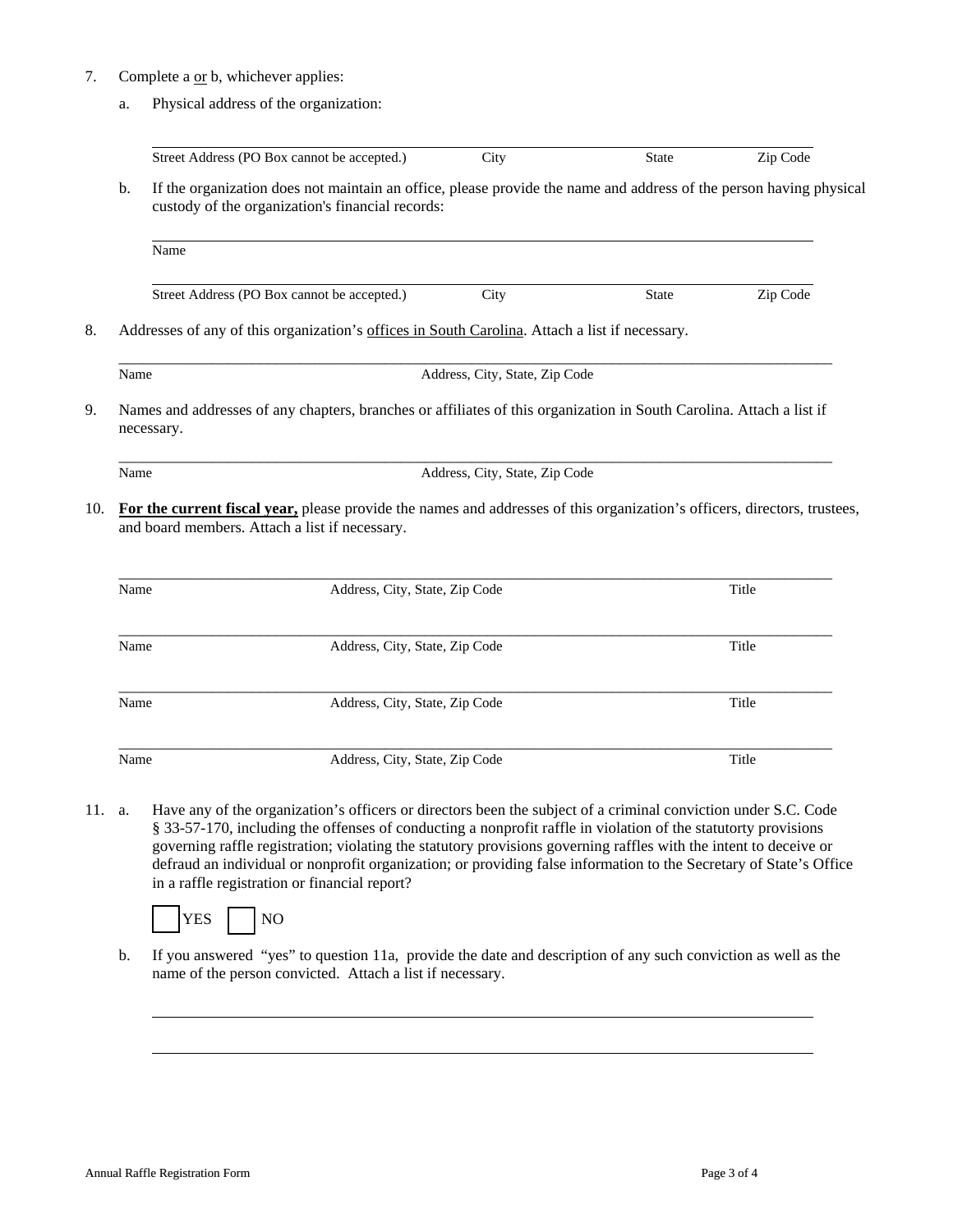7. Complete a <u>or</u> b, whichever applies:

   a. Physical address of the organization:

   ______________________________________________________________________
   Street Address (PO Box cannot be accepted.) City State Zip Code

   b. If the organization does not maintain an office, please provide the name and address of the person having physical custody of the organization's financial records:

   ______________________________________________________________________
   Name

   ______________________________________________________________________
   Street Address (PO Box cannot be accepted.) City State Zip Code

8. Addresses of any of this organization's <u>offices in South Carolina</u>. Attach a list if necessary.

   ______________________________________________________________________
   Name Address, City, State, Zip Code

9. Names and addresses of any chapters, branches or affiliates of this organization in South Carolina. Attach a list if necessary.

   ______________________________________________________________________
   Name Address, City, State, Zip Code

10. **<u>For the current fiscal year,</u>** please provide the names and addresses of this organization's officers, directors, trustees, and board members. Attach a list if necessary.

    ______________________________________________________________________
    Name Address, City, State, Zip Code Title

    ______________________________________________________________________
    Name Address, City, State, Zip Code Title

    ______________________________________________________________________
    Name Address, City, State, Zip Code Title

    ______________________________________________________________________
    Name Address, City, State, Zip Code Title

11. a. Have any of the organization's officers or directors been the subject of a criminal conviction under S.C. Code § 33-57-170, including the offenses of conducting a nonprofit raffle in violation of the statutorty provisions governing raffle registration; violating the statutory provisions governing raffles with the intent to deceive or defraud an individual or nonprofit organization; or providing false information to the Secretary of State's Office in a raffle registration or financial report?

    ☐ YES ☐ NO

    b. If you answered "yes" to question 11a, provide the date and description of any such conviction as well as the name of the person convicted. Attach a list if necessary.

    ______________________________________________________________________

    ______________________________________________________________________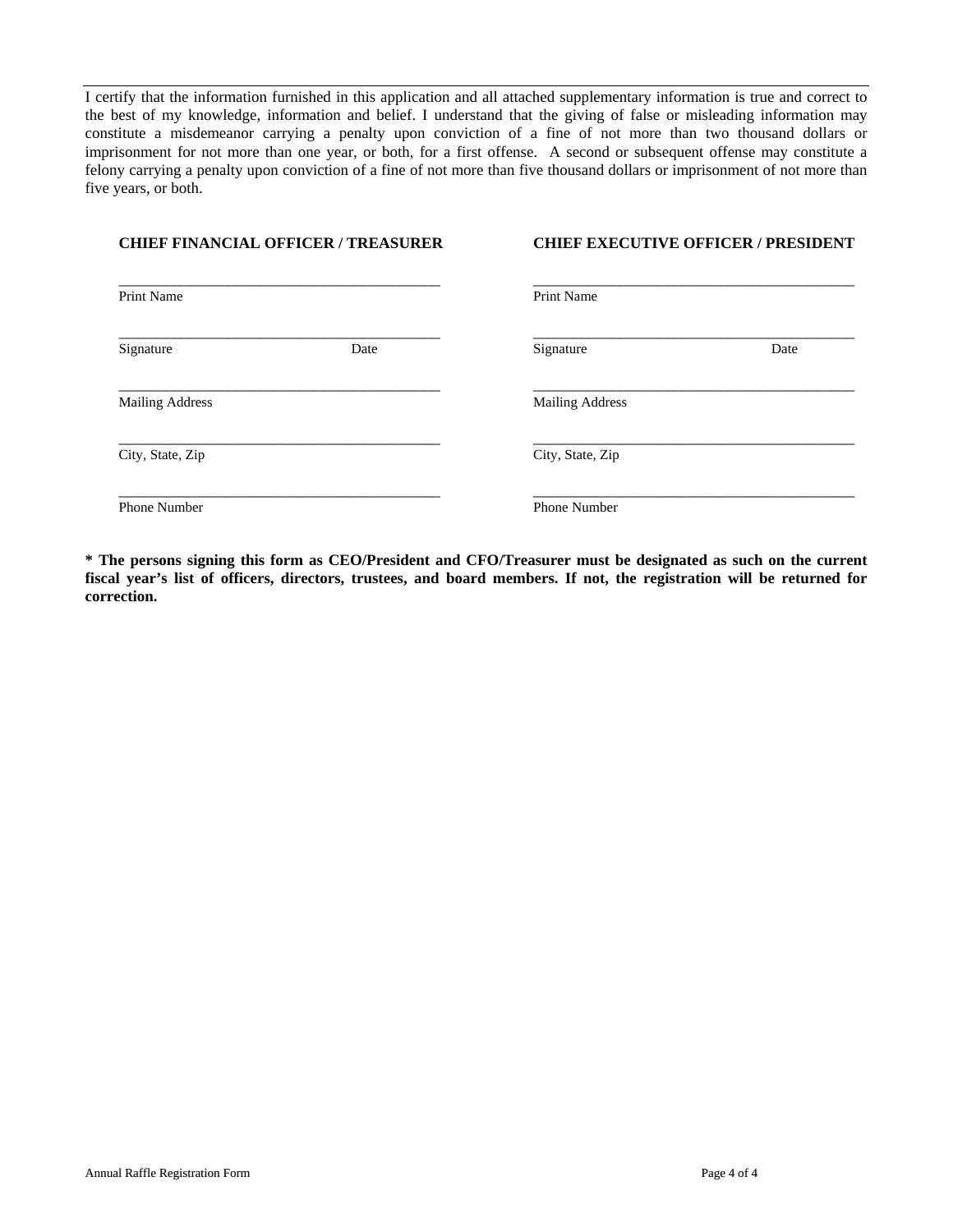I certify that the information furnished in this application and all attached supplementary information is true and correct to the best of my knowledge, information and belief. I understand that the giving of false or misleading information may constitute a misdemeanor carrying a penalty upon conviction of a fine of not more than two thousand dollars or imprisonment for not more than one year, or both, for a first offense. A second or subsequent offense may constitute a felony carrying a penalty upon conviction of a fine of not more than five thousand dollars or imprisonment of not more than five years, or both.

| **CHIEF FINANCIAL OFFICER / TREASURER** | | **CHIEF EXECUTIVE OFFICER / PRESIDENT** | |
|---|---|---|---|
| Print Name | | Print Name | |
| Signature | Date | Signature | Date |
| Mailing Address | | Mailing Address | |
| City, State, Zip | | City, State, Zip | |
| Phone Number | | Phone Number | |

**\* The persons signing this form as CEO/President and CFO/Treasurer must be designated as such on the current fiscal year's list of officers, directors, trustees, and board members. If not, the registration will be returned for correction.**